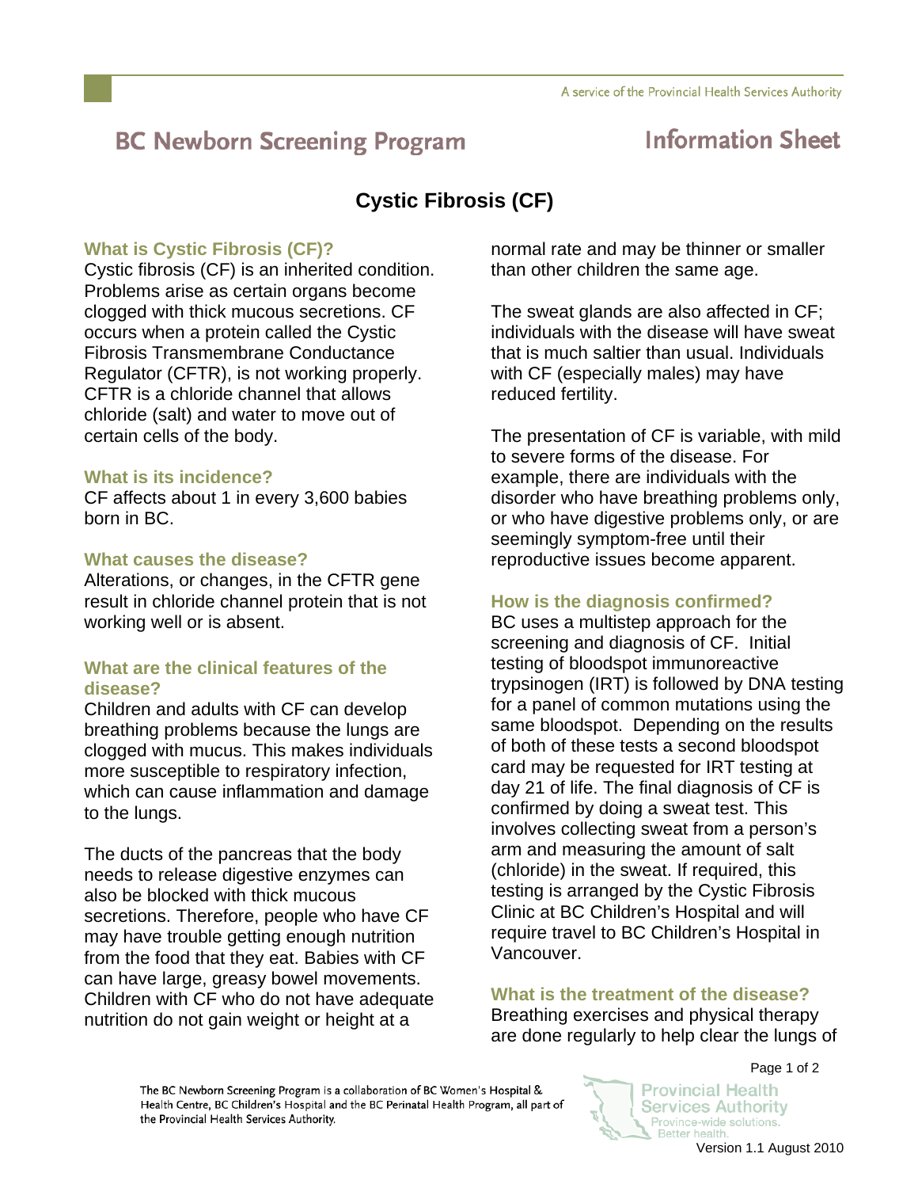# BC Newborn Screening Program

## Information Sheet

# Cystic Fibrosis (CF)

### What is Cystic Fibrosis (CF)?

Cystic fibrosis (CF) is an inherited condition. Problems arise as certain organs become clogged with thick mucous secretions. CF occurs when a protein called the Cystic Fibrosis Transmembrane Conductance Regulator (CFTR), is not working properly. CFTR is a chloride channel that allows chloride (salt) and water to move out of certain cells of the body.

### What is its incidence?

CF affects about 1 in every 3,600 babies born in BC.

### What causes the disease?

Alterations, or changes, in the CFTR gene result in chloride channel protein that is not working well or is absent.

### What are the clinical features of the disease?

Children and adults with CF can develop breathing problems because the lungs are clogged with mucus. This makes individuals more susceptible to respiratory infection, which can cause inflammation and damage to the lungs.

The ducts of the pancreas that the body needs to release digestive enzymes can also be blocked with thick mucous secretions. Therefore, people who have CF may have trouble getting enough nutrition from the food that they eat. Babies with CF can have large, greasy bowel movements. Children with CF who do not have adequate nutrition do not gain weight or height at a normal rate and may be thinner or smaller than other children the same age.

The sweat glands are also affected in CF; individuals with the disease will have sweat that is much saltier than usual. Individuals with CF (especially males) may have reduced fertility.

The presentation of CF is variable, with mild to severe forms of the disease. For example, there are individuals with the disorder who have breathing problems only, or who have digestive problems only, or are seemingly symptom-free until their reproductive issues become apparent.

### How is the diagnosis confirmed?

BC uses a multistep approach for the screening and diagnosis of CF. Initial testing of bloodspot immunoreactive trypsinogen (IRT) is followed by DNA testing for a panel of common mutations using the same bloodspot. Depending on the results of both of these tests a second bloodspot card may be requested for IRT testing at day 21 of life. The final diagnosis of CF is confirmed by doing a sweat test. This involves collecting sweat from a person's arm and measuring the amount of salt (chloride) in the sweat. If required, this testing is arranged by the Cystic Fibrosis Clinic at BC Children's Hospital and will require travel to BC Children's Hospital in Vancouver.

### What is the treatment of the disease?

Breathing exercises and physical therapy are done regularly to help clear the lungs of

The BC Newborn Screening Program is a collaboration of BC Women's Hospital & Health Centre, BC Children's Hospital and the BC Perinatal Health Program, all part of the Provincial Health Services Authority.

Version 1.1 August 2010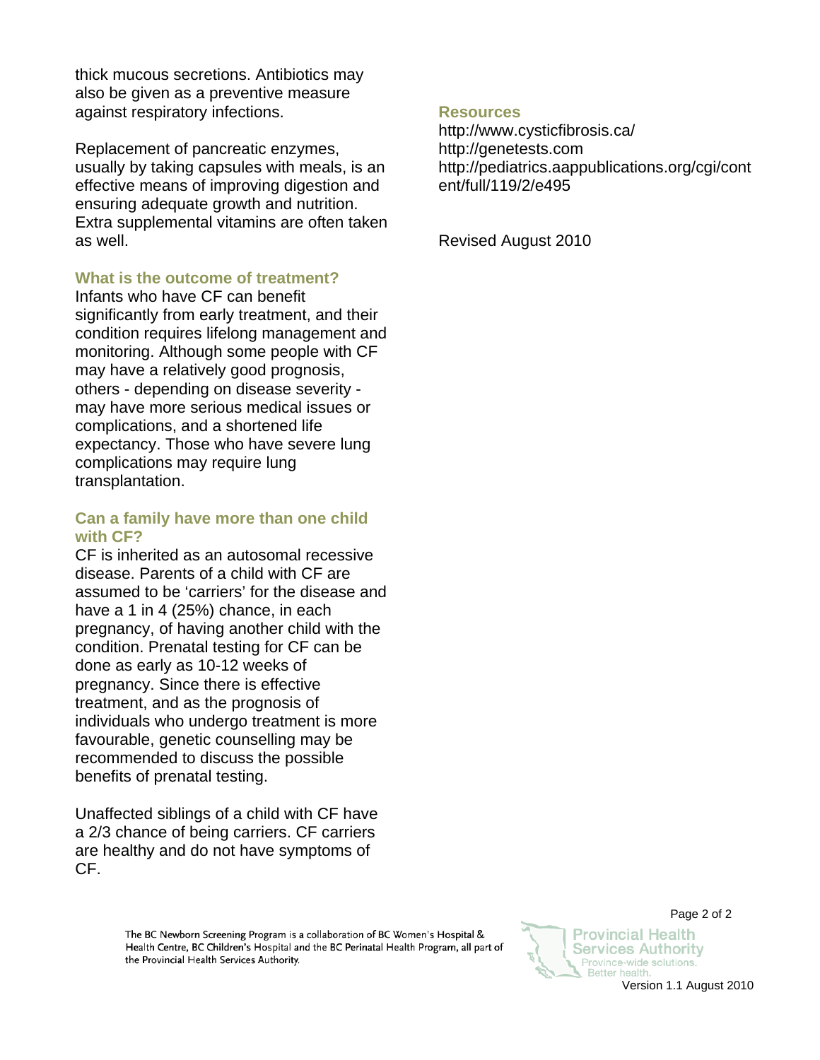thick mucous secretions. Antibiotics may also be given as a preventive measure against respiratory infections.

Replacement of pancreatic enzymes, usually by taking capsules with meals, is an effective means of improving digestion and ensuring adequate growth and nutrition. Extra supplemental vitamins are often taken as well.

### What is the outcome of treatment?

Infants who have CF can benefit significantly from early treatment, and their condition requires lifelong management and monitoring. Although some people with CF may have a relatively good prognosis, others - depending on disease severity - may have more serious medical issues or complications, and a shortened life expectancy. Those who have severe lung complications may require lung transplantation.

### Can a family have more than one child with CF?

CF is inherited as an autosomal recessive disease. Parents of a child with CF are assumed to be 'carriers' for the disease and have a 1 in 4 (25%) chance, in each pregnancy, of having another child with the condition. Prenatal testing for CF can be done as early as 10-12 weeks of pregnancy. Since there is effective treatment, and as the prognosis of individuals who undergo treatment is more favourable, genetic counselling may be recommended to discuss the possible benefits of prenatal testing.

Unaffected siblings of a child with CF have a 2/3 chance of being carriers. CF carriers are healthy and do not have symptoms of CF.

### Resources

http://www.cysticfibrosis.ca/
http://genetests.com
http://pediatrics.aappublications.org/cgi/content/full/119/2/e495

Revised August 2010

The BC Newborn Screening Program is a collaboration of BC Women's Hospital & Health Centre, BC Children's Hospital and the BC Perinatal Health Program, all part of the Provincial Health Services Authority.

Provincial Health Services Authority
Province-wide solutions.
Better health.

Version 1.1 August 2010